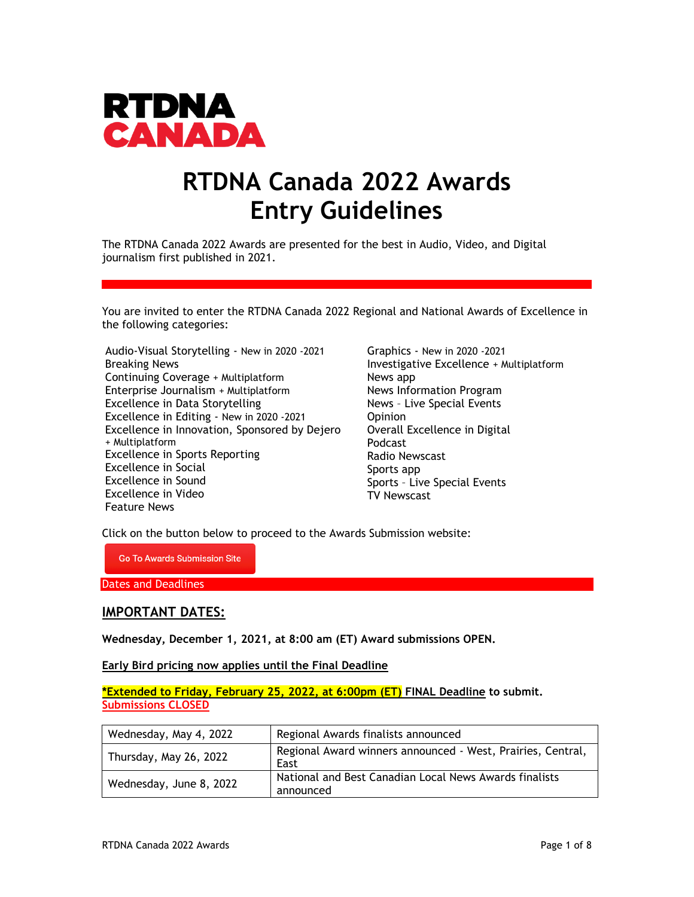RTDNA
CANADA

# RTDNA Canada 2022 Awards Entry Guidelines

The RTDNA Canada 2022 Awards are presented for the best in Audio, Video, and Digital journalism first published in 2021.

You are invited to enter the RTDNA Canada 2022 Regional and National Awards of Excellence in the following categories:

- Audio-Visual Storytelling - New in 2020 -2021
- Breaking News
- Continuing Coverage + Multiplatform
- Enterprise Journalism + Multiplatform
- Excellence in Data Storytelling
- Excellence in Editing - New in 2020 -2021
- Excellence in Innovation, Sponsored by Dejero + Multiplatform
- Excellence in Sports Reporting
- Excellence in Social
- Excellence in Sound
- Excellence in Video
- Feature News
- Graphics - New in 2020 -2021
- Investigative Excellence + Multiplatform
- News app
- News Information Program
- News – Live Special Events
- Opinion
- Overall Excellence in Digital
- Podcast
- Radio Newscast
- Sports app
- Sports – Live Special Events
- TV Newscast

Click on the button below to proceed to the Awards Submission website:

Go To Awards Submission Site

## Dates and Deadlines

### IMPORTANT DATES:

**Wednesday, December 1, 2021, at 8:00 am (ET) Award submissions OPEN.**

**Early Bird pricing now applies until the Final Deadline**

**\*Extended to Friday, February 25, 2022, at 6:00pm (ET) FINAL Deadline to submit.**
Submissions CLOSED

| | |
|---|---|
| Wednesday, May 4, 2022 | Regional Awards finalists announced |
| Thursday, May 26, 2022 | Regional Award winners announced - West, Prairies, Central, East |
| Wednesday, June 8, 2022 | National and Best Canadian Local News Awards finalists announced |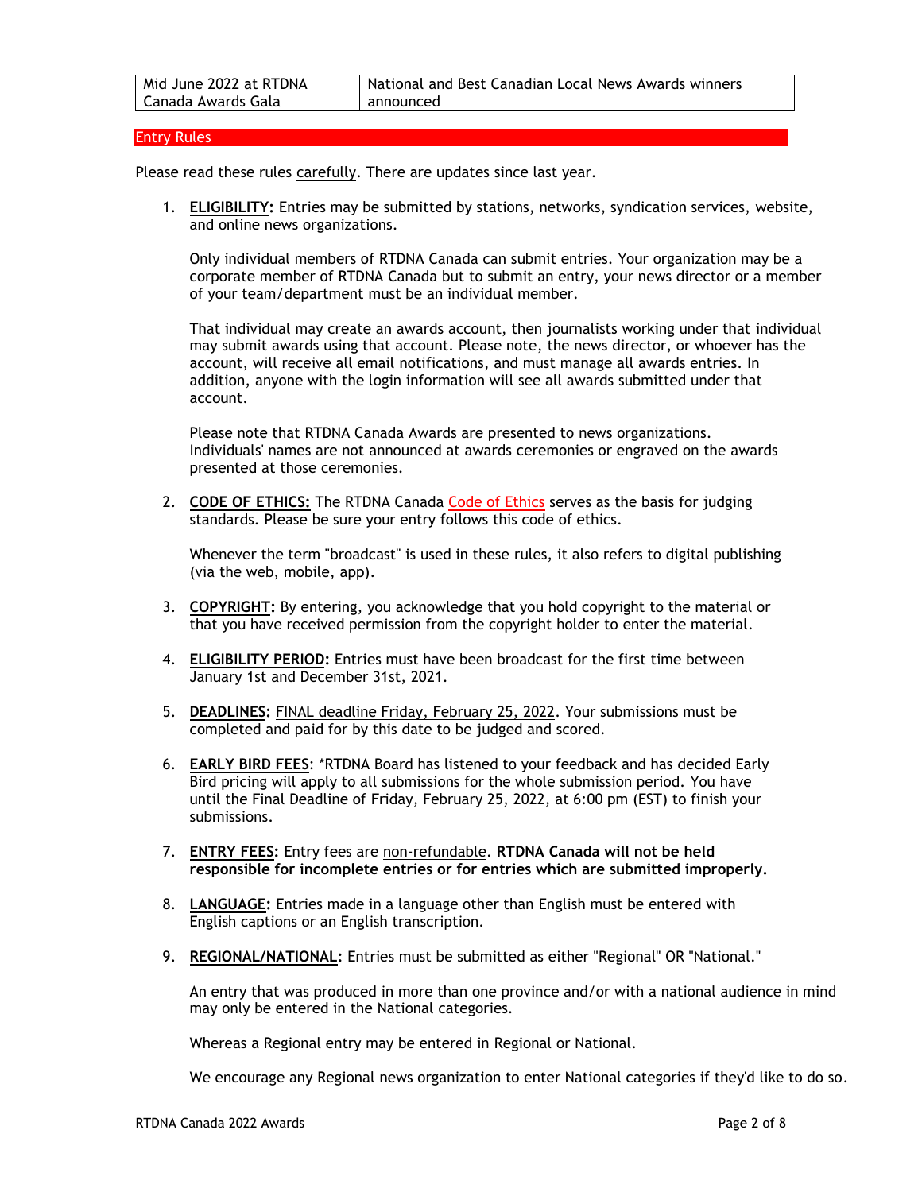| Mid June 2022 at RTDNA Canada Awards Gala | National and Best Canadian Local News Awards winners announced |
| --- | --- |

## Entry Rules

Please read these rules carefully. There are updates since last year.

1. **ELIGIBILITY:** Entries may be submitted by stations, networks, syndication services, website, and online news organizations.

   Only individual members of RTDNA Canada can submit entries. Your organization may be a corporate member of RTDNA Canada but to submit an entry, your news director or a member of your team/department must be an individual member.

   That individual may create an awards account, then journalists working under that individual may submit awards using that account. Please note, the news director, or whoever has the account, will receive all email notifications, and must manage all awards entries. In addition, anyone with the login information will see all awards submitted under that account.

   Please note that RTDNA Canada Awards are presented to news organizations. Individuals' names are not announced at awards ceremonies or engraved on the awards presented at those ceremonies.

2. **CODE OF ETHICS:** The RTDNA Canada Code of Ethics serves as the basis for judging standards. Please be sure your entry follows this code of ethics.

   Whenever the term "broadcast" is used in these rules, it also refers to digital publishing (via the web, mobile, app).

3. **COPYRIGHT:** By entering, you acknowledge that you hold copyright to the material or that you have received permission from the copyright holder to enter the material.

4. **ELIGIBILITY PERIOD:** Entries must have been broadcast for the first time between January 1st and December 31st, 2021.

5. **DEADLINES:** FINAL deadline Friday, February 25, 2022. Your submissions must be completed and paid for by this date to be judged and scored.

6. **EARLY BIRD FEES**: *RTDNA Board has listened to your feedback and has decided Early Bird pricing will apply to all submissions for the whole submission period. You have until the Final Deadline of Friday, February 25, 2022, at 6:00 pm (EST) to finish your submissions.

7. **ENTRY FEES:** Entry fees are non-refundable. **RTDNA Canada will not be held responsible for incomplete entries or for entries which are submitted improperly.**

8. **LANGUAGE:** Entries made in a language other than English must be entered with English captions or an English transcription.

9. **REGIONAL/NATIONAL:** Entries must be submitted as either "Regional" OR "National."

   An entry that was produced in more than one province and/or with a national audience in mind may only be entered in the National categories.

   Whereas a Regional entry may be entered in Regional or National.

   We encourage any Regional news organization to enter National categories if they'd like to do so.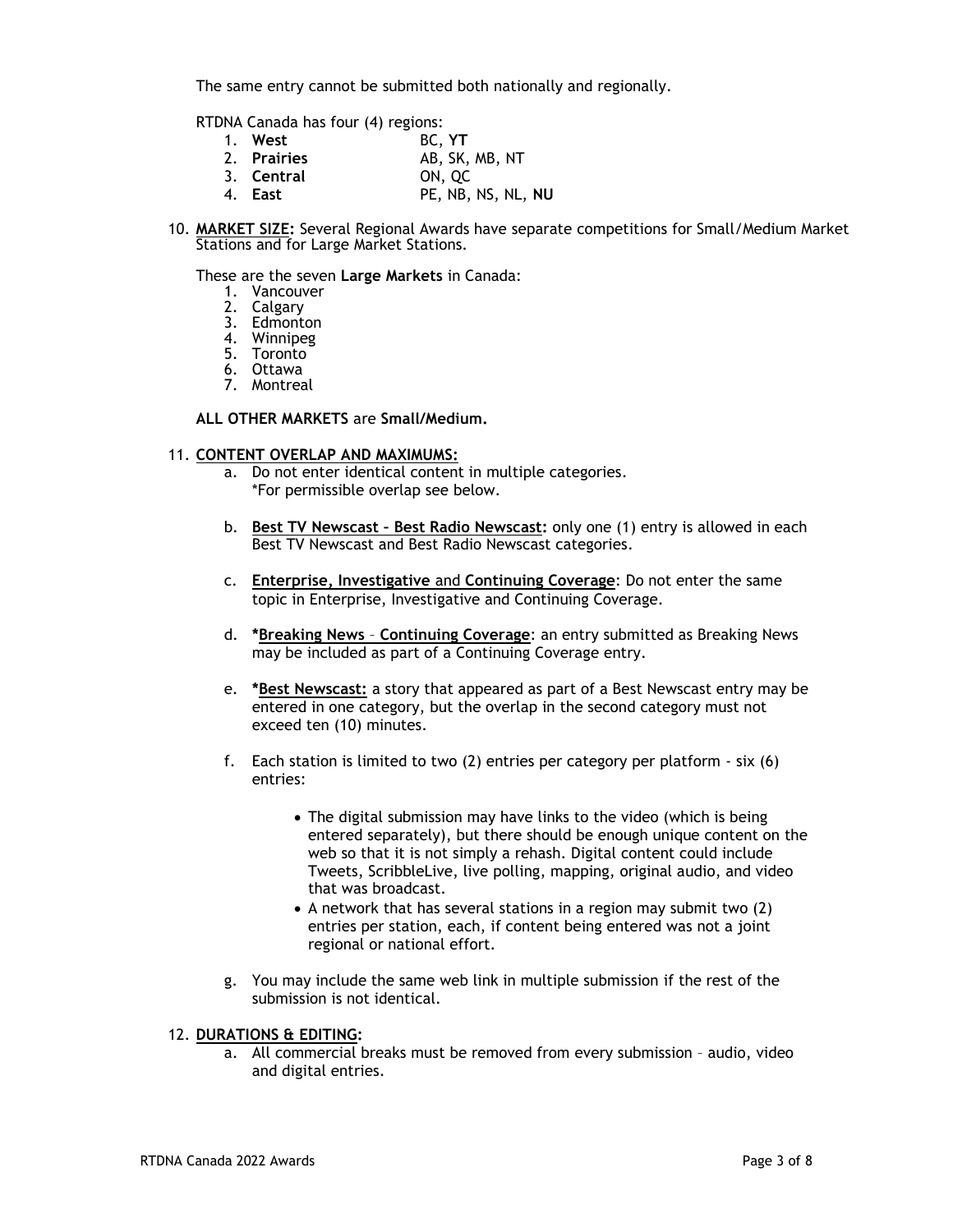The same entry cannot be submitted both nationally and regionally.

RTDNA Canada has four (4) regions:

1. **West** BC, **YT**
2. **Prairies** AB, SK, MB, NT
3. **Central** ON, QC
4. **East** PE, NB, NS, NL, **NU**

10. **MARKET SIZE:** Several Regional Awards have separate competitions for Small/Medium Market Stations and for Large Market Stations.

    These are the seven **Large Markets** in Canada:

    1. Vancouver
    2. Calgary
    3. Edmonton
    4. Winnipeg
    5. Toronto
    6. Ottawa
    7. Montreal

    **ALL OTHER MARKETS** are **Small/Medium.**

11. **CONTENT OVERLAP AND MAXIMUMS:**

    a. Do not enter identical content in multiple categories.
    *For permissible overlap see below.

    b. **Best TV Newscast – Best Radio Newscast:** only one (1) entry is allowed in each Best TV Newscast and Best Radio Newscast categories.

    c. **Enterprise, Investigative** and **Continuing Coverage**: Do not enter the same topic in Enterprise, Investigative and Continuing Coverage.

    d. ***Breaking News** – **Continuing Coverage**: an entry submitted as Breaking News may be included as part of a Continuing Coverage entry.

    e. ***Best Newscast:** a story that appeared as part of a Best Newscast entry may be entered in one category, but the overlap in the second category must not exceed ten (10) minutes.

    f. Each station is limited to two (2) entries per category per platform - six (6) entries:

    - The digital submission may have links to the video (which is being entered separately), but there should be enough unique content on the web so that it is not simply a rehash. Digital content could include Tweets, ScribbleLive, live polling, mapping, original audio, and video that was broadcast.
    - A network that has several stations in a region may submit two (2) entries per station, each, if content being entered was not a joint regional or national effort.

    g. You may include the same web link in multiple submission if the rest of the submission is not identical.

12. **DURATIONS & EDITING:**

    a. All commercial breaks must be removed from every submission – audio, video and digital entries.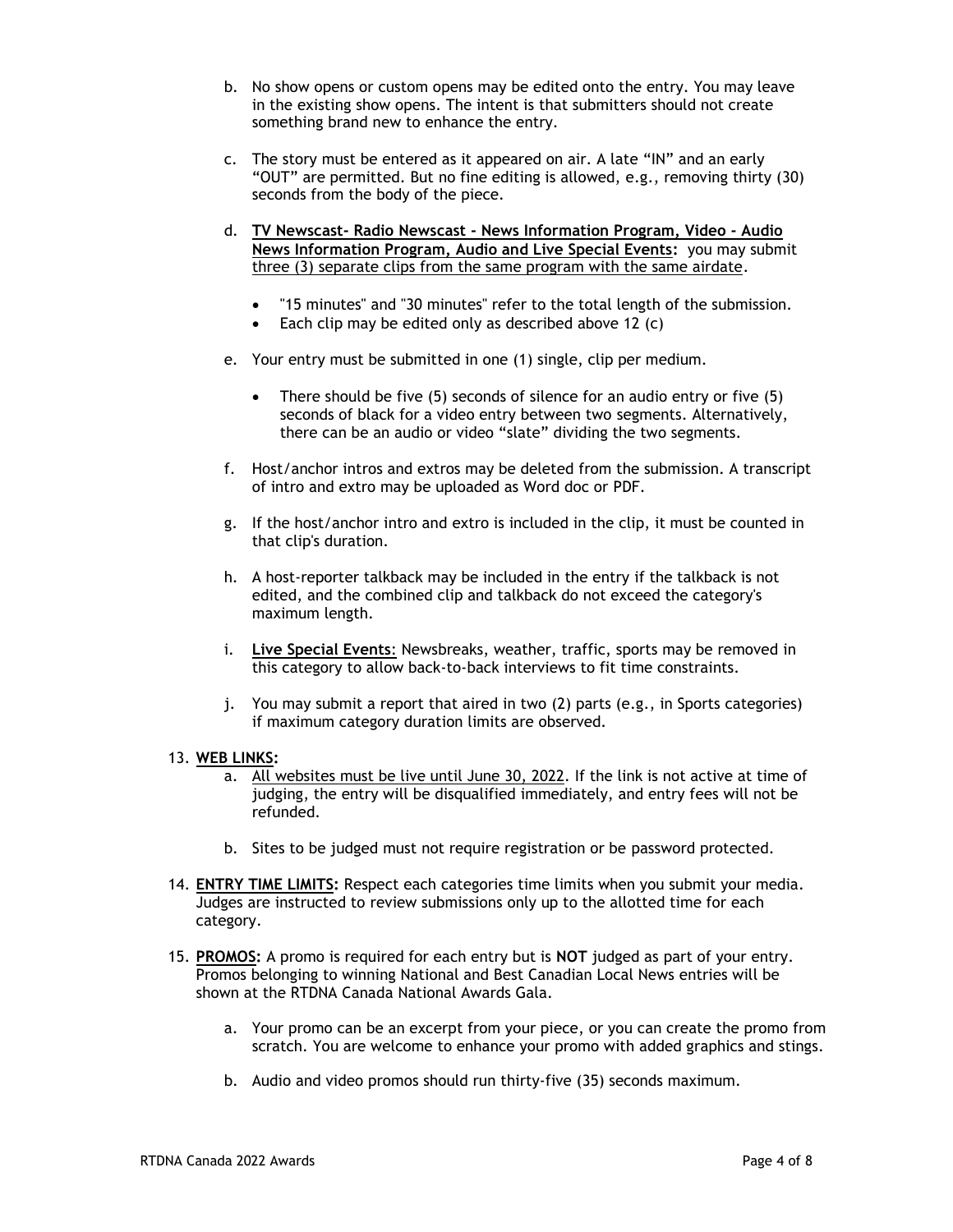b. No show opens or custom opens may be edited onto the entry. You may leave in the existing show opens. The intent is that submitters should not create something brand new to enhance the entry.

   c. The story must be entered as it appeared on air. A late "IN" and an early "OUT" are permitted. But no fine editing is allowed, e.g., removing thirty (30) seconds from the body of the piece.

   d. **<u>TV Newscast- Radio Newscast - News Information Program, Video - Audio News Information Program, Audio and Live Special Events</u>:** you may submit <u>three (3) separate clips from the same program with the same airdate</u>.

      - "15 minutes" and "30 minutes" refer to the total length of the submission.
      - Each clip may be edited only as described above 12 (c)

   e. Your entry must be submitted in one (1) single, clip per medium.

      - There should be five (5) seconds of silence for an audio entry or five (5) seconds of black for a video entry between two segments. Alternatively, there can be an audio or video "slate" dividing the two segments.

   f. Host/anchor intros and extros may be deleted from the submission. A transcript of intro and extro may be uploaded as Word doc or PDF.

   g. If the host/anchor intro and extro is included in the clip, it must be counted in that clip's duration.

   h. A host-reporter talkback may be included in the entry if the talkback is not edited, and the combined clip and talkback do not exceed the category's maximum length.

   i. **<u>Live Special Events</u>**: Newsbreaks, weather, traffic, sports may be removed in this category to allow back-to-back interviews to fit time constraints.

   j. You may submit a report that aired in two (2) parts (e.g., in Sports categories) if maximum category duration limits are observed.

13. **<u>WEB LINKS</u>:**
   a. <u>All websites must be live until June 30, 2022</u>. If the link is not active at time of judging, the entry will be disqualified immediately, and entry fees will not be refunded.

   b. Sites to be judged must not require registration or be password protected.

14. **<u>ENTRY TIME LIMITS</u>:** Respect each categories time limits when you submit your media. Judges are instructed to review submissions only up to the allotted time for each category.

15. **<u>PROMOS</u>:** A promo is required for each entry but is **NOT** judged as part of your entry. Promos belonging to winning National and Best Canadian Local News entries will be shown at the RTDNA Canada National Awards Gala.

   a. Your promo can be an excerpt from your piece, or you can create the promo from scratch. You are welcome to enhance your promo with added graphics and stings.

   b. Audio and video promos should run thirty-five (35) seconds maximum.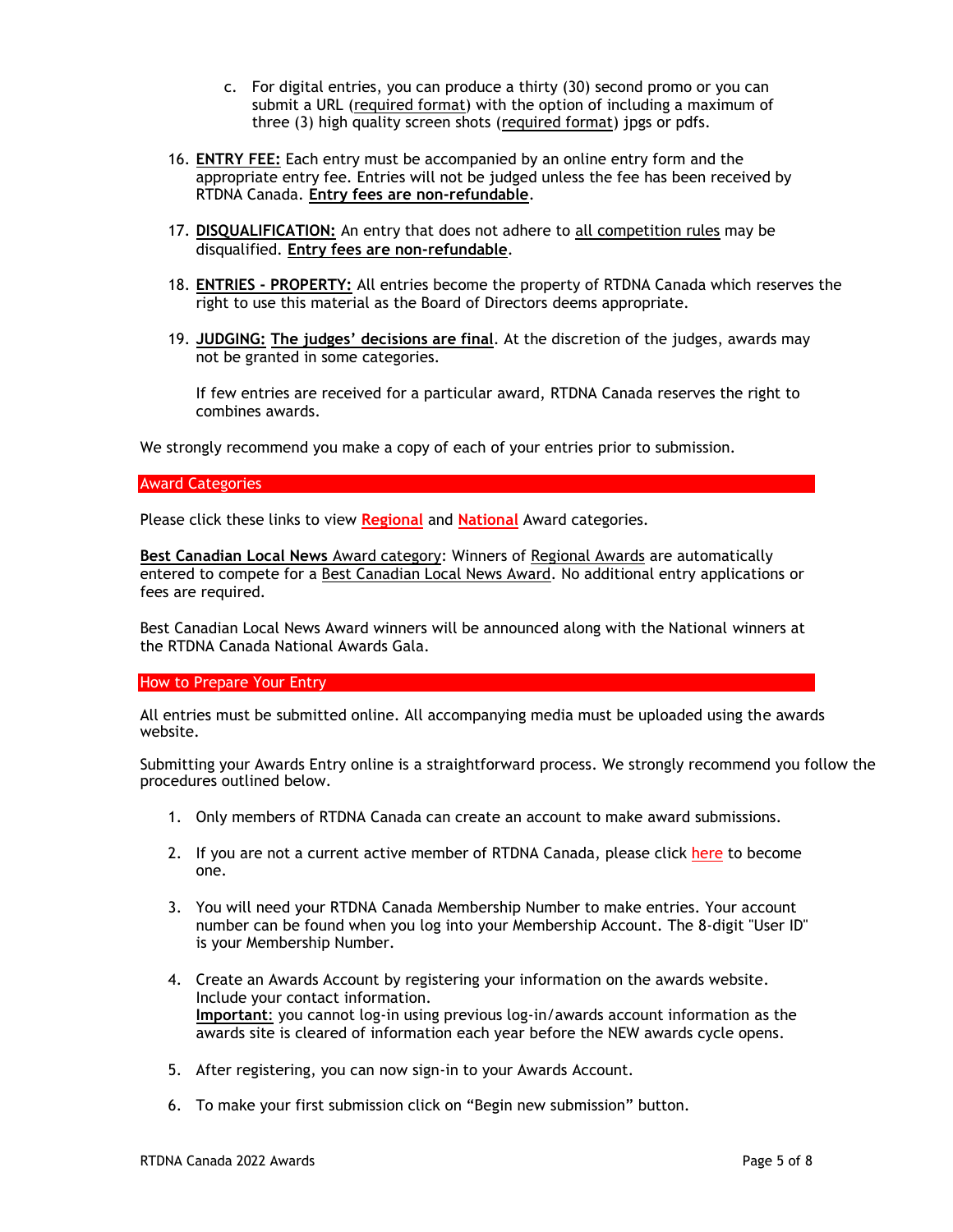c. For digital entries, you can produce a thirty (30) second promo or you can submit a URL (required format) with the option of including a maximum of three (3) high quality screen shots (required format) jpgs or pdfs.

16. **ENTRY FEE:** Each entry must be accompanied by an online entry form and the appropriate entry fee. Entries will not be judged unless the fee has been received by RTDNA Canada. **Entry fees are non-refundable**.

17. **DISQUALIFICATION:** An entry that does not adhere to all competition rules may be disqualified. **Entry fees are non-refundable**.

18. **ENTRIES - PROPERTY:** All entries become the property of RTDNA Canada which reserves the right to use this material as the Board of Directors deems appropriate.

19. **JUDGING:** **The judges' decisions are final**. At the discretion of the judges, awards may not be granted in some categories.

    If few entries are received for a particular award, RTDNA Canada reserves the right to combines awards.

We strongly recommend you make a copy of each of your entries prior to submission.

## Award Categories

Please click these links to view **Regional** and **National** Award categories.

**Best Canadian Local News** Award category: Winners of Regional Awards are automatically entered to compete for a Best Canadian Local News Award. No additional entry applications or fees are required.

Best Canadian Local News Award winners will be announced along with the National winners at the RTDNA Canada National Awards Gala.

## How to Prepare Your Entry

All entries must be submitted online. All accompanying media must be uploaded using the awards website.

Submitting your Awards Entry online is a straightforward process. We strongly recommend you follow the procedures outlined below.

1. Only members of RTDNA Canada can create an account to make award submissions.

2. If you are not a current active member of RTDNA Canada, please click here to become one.

3. You will need your RTDNA Canada Membership Number to make entries. Your account number can be found when you log into your Membership Account. The 8-digit "User ID" is your Membership Number.

4. Create an Awards Account by registering your information on the awards website. Include your contact information.
   **Important**: you cannot log-in using previous log-in/awards account information as the awards site is cleared of information each year before the NEW awards cycle opens.

5. After registering, you can now sign-in to your Awards Account.

6. To make your first submission click on "Begin new submission" button.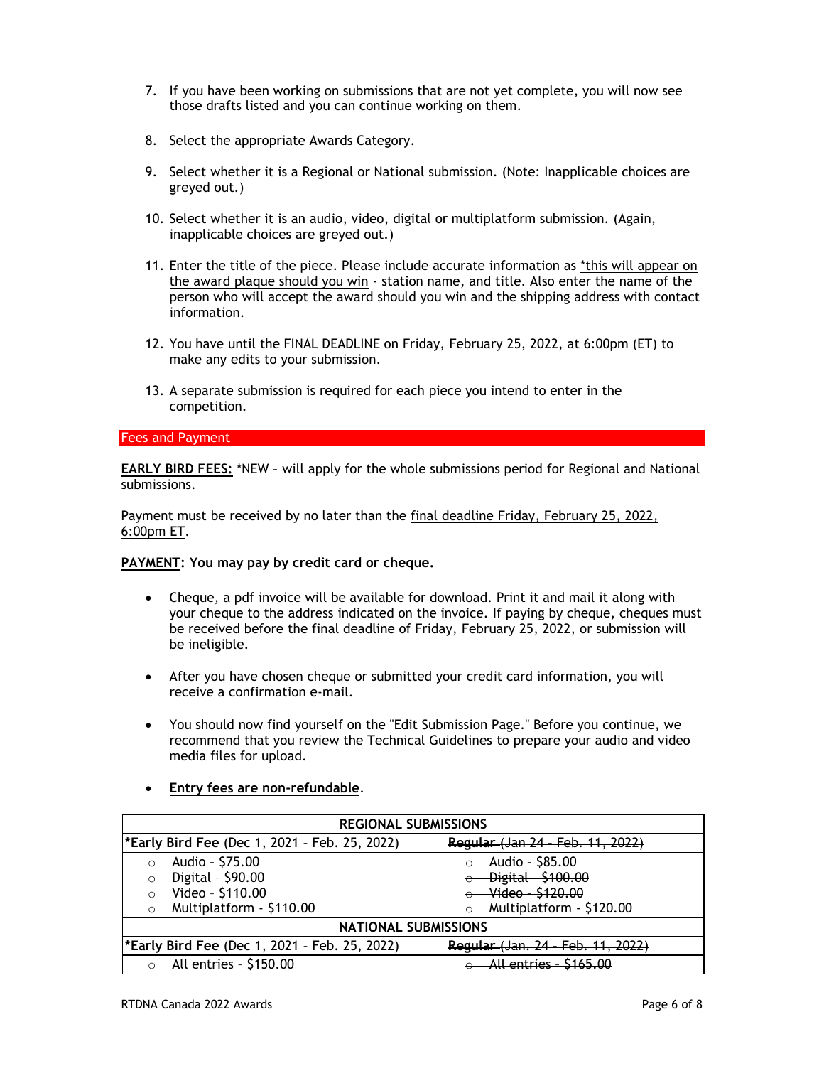7. If you have been working on submissions that are not yet complete, you will now see those drafts listed and you can continue working on them.

8. Select the appropriate Awards Category.

9. Select whether it is a Regional or National submission. (Note: Inapplicable choices are greyed out.)

10. Select whether it is an audio, video, digital or multiplatform submission. (Again, inapplicable choices are greyed out.)

11. Enter the title of the piece. Please include accurate information as *this will appear on the award plaque should you win - station name, and title. Also enter the name of the person who will accept the award should you win and the shipping address with contact information.

12. You have until the FINAL DEADLINE on Friday, February 25, 2022, at 6:00pm (ET) to make any edits to your submission.

13. A separate submission is required for each piece you intend to enter in the competition.

## Fees and Payment

**EARLY BIRD FEES:** *NEW – will apply for the whole submissions period for Regional and National submissions.

Payment must be received by no later than the final deadline Friday, February 25, 2022, 6:00pm ET.

**PAYMENT: You may pay by credit card or cheque.**

- Cheque, a pdf invoice will be available for download. Print it and mail it along with your cheque to the address indicated on the invoice. If paying by cheque, cheques must be received before the final deadline of Friday, February 25, 2022, or submission will be ineligible.

- After you have chosen cheque or submitted your credit card information, you will receive a confirmation e-mail.

- You should now find yourself on the "Edit Submission Page." Before you continue, we recommend that you review the Technical Guidelines to prepare your audio and video media files for upload.

- **Entry fees are non-refundable**.

| REGIONAL SUBMISSIONS | |
|---|---|
| **\*Early Bird Fee** (Dec 1, 2021 – Feb. 25, 2022) | ~~**Regular** (Jan 24 - Feb. 11, 2022)~~ |
| ○ Audio - $75.00<br>○ Digital - $90.00<br>○ Video - $110.00<br>○ Multiplatform - $110.00 | ~~○ Audio - $85.00~~<br>~~○ Digital - $100.00~~<br>~~○ Video - $120.00~~<br>~~○ Multiplatform - $120.00~~ |
| **NATIONAL SUBMISSIONS** | |
| **\*Early Bird Fee** (Dec 1, 2021 – Feb. 25, 2022) | ~~**Regular** (Jan. 24 - Feb. 11, 2022)~~ |
| ○ All entries - $150.00 | ~~○ All entries - $165.00~~ |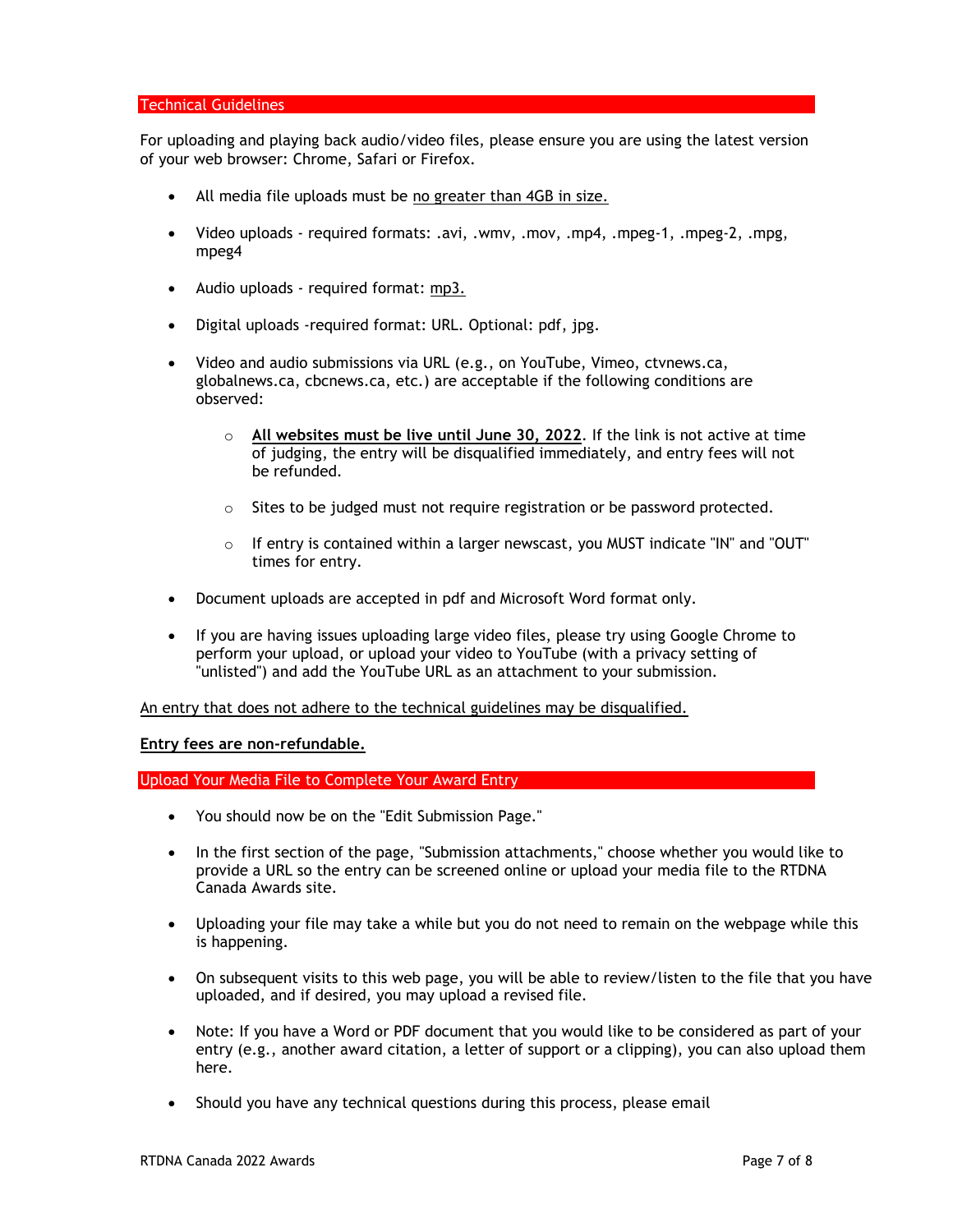## Technical Guidelines

For uploading and playing back audio/video files, please ensure you are using the latest version of your web browser: Chrome, Safari or Firefox.

- All media file uploads must be no greater than 4GB in size.
- Video uploads - required formats: .avi, .wmv, .mov, .mp4, .mpeg-1, .mpeg-2, .mpg, mpeg4
- Audio uploads - required format: mp3.
- Digital uploads -required format: URL. Optional: pdf, jpg.
- Video and audio submissions via URL (e.g., on YouTube, Vimeo, ctvnews.ca, globalnews.ca, cbcnews.ca, etc.) are acceptable if the following conditions are observed:
  - **All websites must be live until June 30, 2022**. If the link is not active at time of judging, the entry will be disqualified immediately, and entry fees will not be refunded.
  - Sites to be judged must not require registration or be password protected.
  - If entry is contained within a larger newscast, you MUST indicate "IN" and "OUT" times for entry.
- Document uploads are accepted in pdf and Microsoft Word format only.
- If you are having issues uploading large video files, please try using Google Chrome to perform your upload, or upload your video to YouTube (with a privacy setting of "unlisted") and add the YouTube URL as an attachment to your submission.

An entry that does not adhere to the technical guidelines may be disqualified.

**Entry fees are non-refundable.**

## Upload Your Media File to Complete Your Award Entry

- You should now be on the "Edit Submission Page."
- In the first section of the page, "Submission attachments," choose whether you would like to provide a URL so the entry can be screened online or upload your media file to the RTDNA Canada Awards site.
- Uploading your file may take a while but you do not need to remain on the webpage while this is happening.
- On subsequent visits to this web page, you will be able to review/listen to the file that you have uploaded, and if desired, you may upload a revised file.
- Note: If you have a Word or PDF document that you would like to be considered as part of your entry (e.g., another award citation, a letter of support or a clipping), you can also upload them here.
- Should you have any technical questions during this process, please email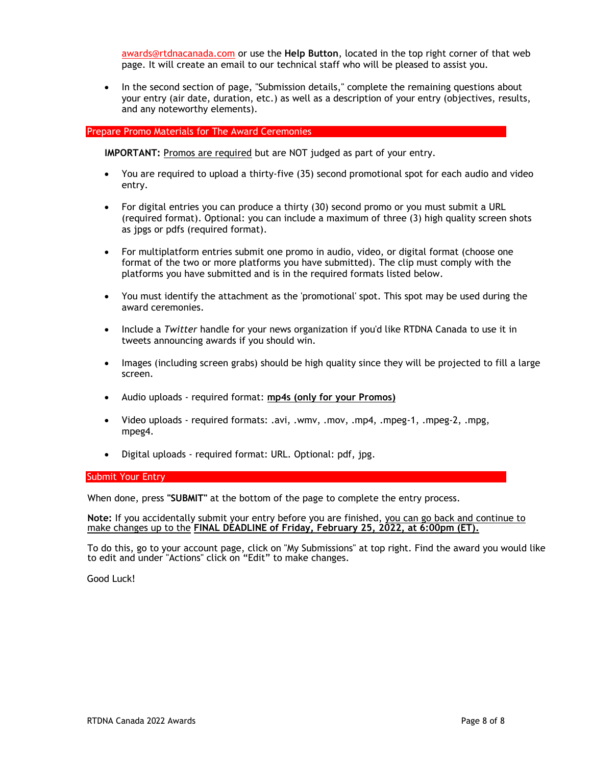awards@rtdnacanada.com or use the **Help Button**, located in the top right corner of that web page. It will create an email to our technical staff who will be pleased to assist you.

- In the second section of page, "Submission details," complete the remaining questions about your entry (air date, duration, etc.) as well as a description of your entry (objectives, results, and any noteworthy elements).

## Prepare Promo Materials for The Award Ceremonies

**IMPORTANT:** Promos are required but are NOT judged as part of your entry.

- You are required to upload a thirty-five (35) second promotional spot for each audio and video entry.

- For digital entries you can produce a thirty (30) second promo or you must submit a URL (required format). Optional: you can include a maximum of three (3) high quality screen shots as jpgs or pdfs (required format).

- For multiplatform entries submit one promo in audio, video, or digital format (choose one format of the two or more platforms you have submitted). The clip must comply with the platforms you have submitted and is in the required formats listed below.

- You must identify the attachment as the 'promotional' spot. This spot may be used during the award ceremonies.

- Include a *Twitter* handle for your news organization if you'd like RTDNA Canada to use it in tweets announcing awards if you should win.

- Images (including screen grabs) should be high quality since they will be projected to fill a large screen.

- Audio uploads - required format: **mp4s (only for your Promos)**

- Video uploads - required formats: .avi, .wmv, .mov, .mp4, .mpeg-1, .mpeg-2, .mpg, mpeg4.

- Digital uploads - required format: URL. Optional: pdf, jpg.

## Submit Your Entry

When done, press **"SUBMIT"** at the bottom of the page to complete the entry process.

**Note:** If you accidentally submit your entry before you are finished, you can go back and continue to make changes up to the **FINAL DEADLINE of Friday, February 25, 2022, at 6:00pm (ET).**

To do this, go to your account page, click on "My Submissions" at top right. Find the award you would like to edit and under "Actions" click on "Edit" to make changes.

Good Luck!